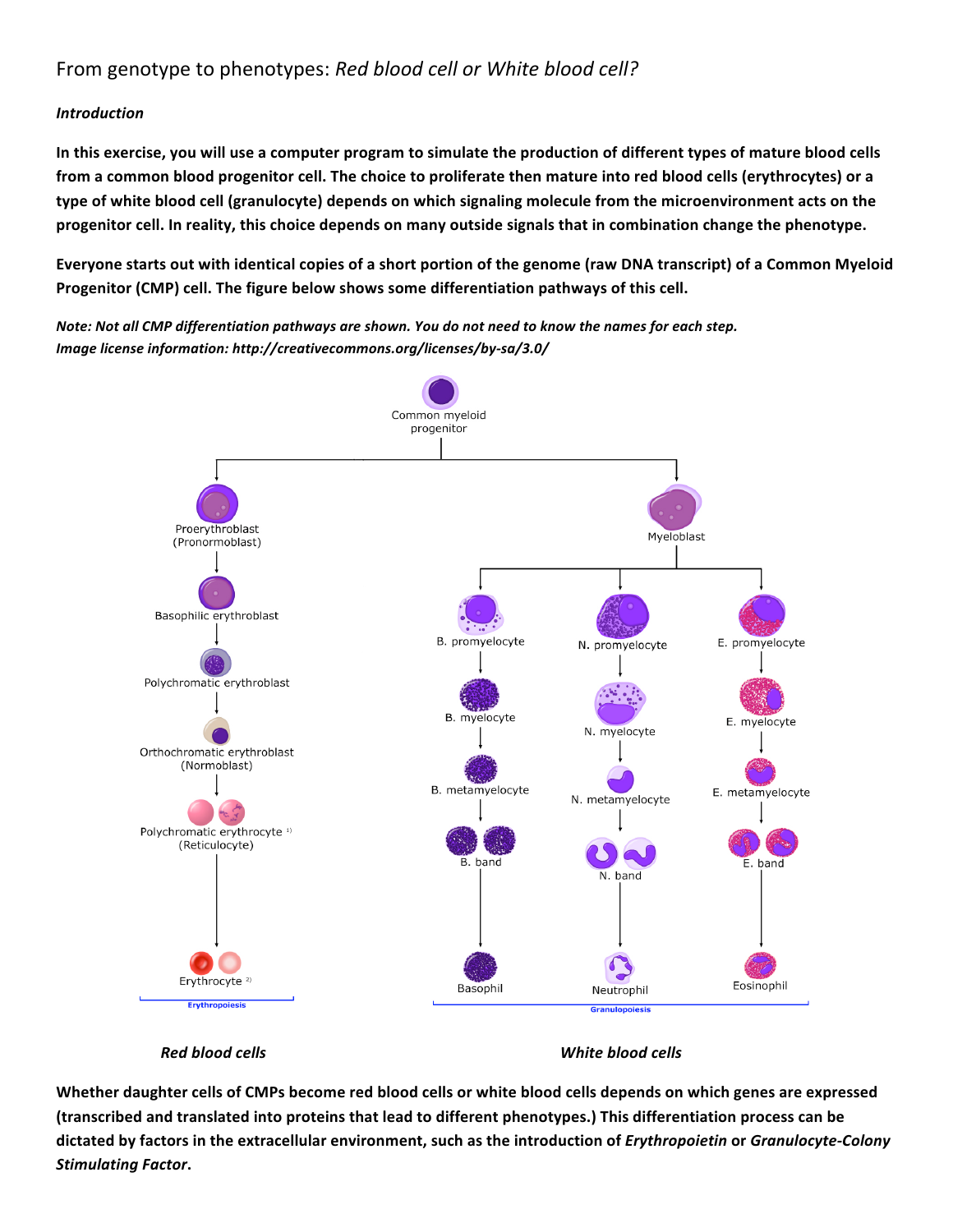# From genotype to phenotypes: *Red blood cell or White blood cell?*

***Introduction***

**In this exercise, you will use a computer program to simulate the production of different types of mature blood cells from a common blood progenitor cell. The choice to proliferate then mature into red blood cells (erythrocytes) or a type of white blood cell (granulocyte) depends on which signaling molecule from the microenvironment acts on the progenitor cell. In reality, this choice depends on many outside signals that in combination change the phenotype.**

**Everyone starts out with identical copies of a short portion of the genome (raw DNA transcript) of a Common Myeloid Progenitor (CMP) cell. The figure below shows some differentiation pathways of this cell.**

***Note: Not all CMP differentiation pathways are shown. You do not need to know the names for each step.***
***Image license information: http://creativecommons.org/licenses/by-sa/3.0/***

***Red blood cells*** ***White blood cells***

**Whether daughter cells of CMPs become red blood cells or white blood cells depends on which genes are expressed (transcribed and translated into proteins that lead to different phenotypes.) This differentiation process can be dictated by factors in the extracellular environment, such as the introduction of *Erythropoietin* or *Granulocyte-Colony Stimulating Factor*.**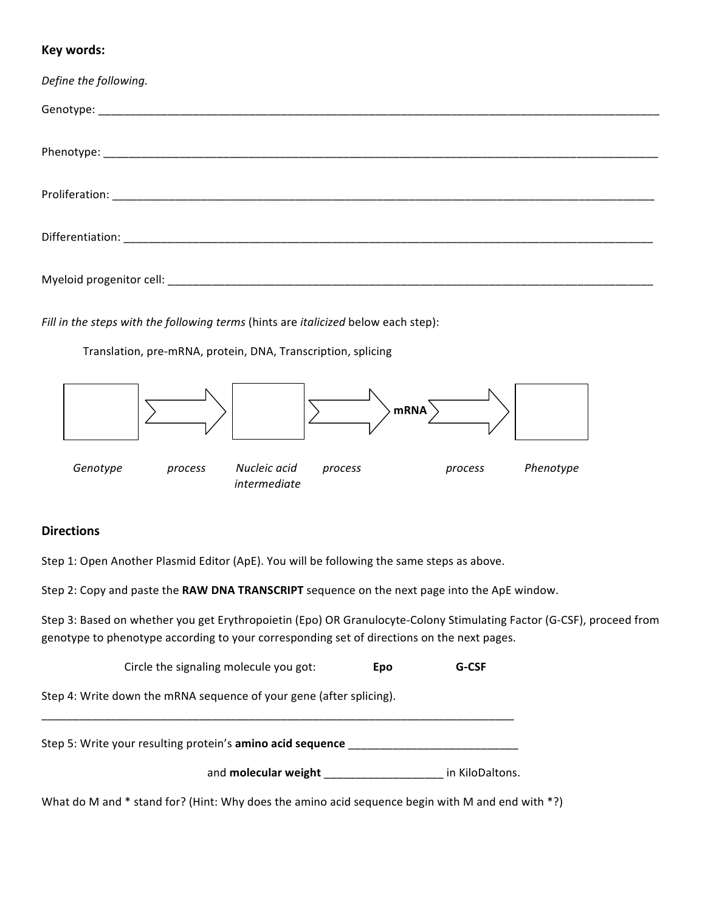**Key words:**

*Define the following.*

Genotype: ______________________________________________________________________________________

Phenotype: _____________________________________________________________________________________

Proliferation: ___________________________________________________________________________________

Differentiation: __________________________________________________________________________________

Myeloid progenitor cell: ___________________________________________________________________________

*Fill in the steps with the following terms* (hints are *italicized* below each step):

Translation, pre-mRNA, protein, DNA, Transcription, splicing

| [ ] | ⇨ | [ ] | ⇨ | **mRNA** | ⇨ | [ ] |
|---|---|---|---|---|---|---|
| *Genotype* | *process* | *Nucleic acid intermediate* | *process* | | *process* | *Phenotype* |

## Directions

Step 1: Open Another Plasmid Editor (ApE). You will be following the same steps as above.

Step 2: Copy and paste the **RAW DNA TRANSCRIPT** sequence on the next page into the ApE window.

Step 3: Based on whether you get Erythropoietin (Epo) OR Granulocyte-Colony Stimulating Factor (G-CSF), proceed from genotype to phenotype according to your corresponding set of directions on the next pages.

Circle the signaling molecule you got: **Epo** **G-CSF**

Step 4: Write down the mRNA sequence of your gene (after splicing).

________________________________________________________________________________

Step 5: Write your resulting protein's **amino acid sequence** ____________________________

and **molecular weight** ___________________ in KiloDaltons.

What do M and * stand for? (Hint: Why does the amino acid sequence begin with M and end with *?)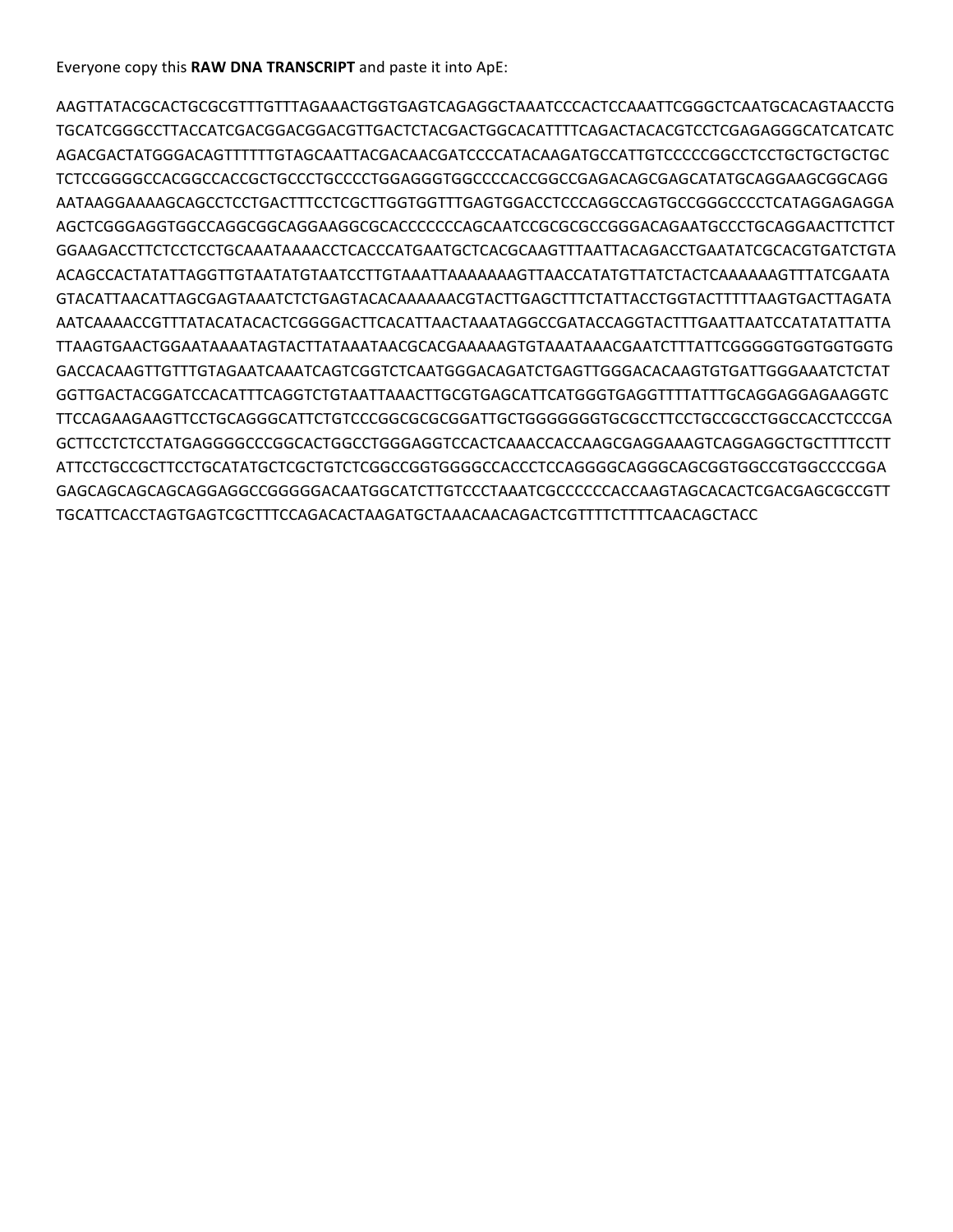Everyone copy this **RAW DNA TRANSCRIPT** and paste it into ApE:

AAGTTATACGCACTGCGCGTTTGTTTAGAAACTGGTGAGTCAGAGGCTAAATCCCACTCCAAATTCGGGCTCAATGCACAGTAACCTG
TGCATCGGGCCTTACCATCGACGGACGGACGTTGACTCTACGACTGGCACATTTTCAGACTACACGTCCTCGAGAGGGCATCATCATC
AGACGACTATGGGACAGTTTTTTGTAGCAATTACGACAACGATCCCCATACAAGATGCCATTGTCCCCCGGCCTCCTGCTGCTGCTGC
TCTCCGGGGCCACGGCCACCGCTGCCCTGCCCCTGGAGGGTGGCCCCACCGGCCGAGACAGCGAGCATATGCAGGAAGCGGCAGG
AATAAGGAAAAGCAGCCTCCTGACTTTCCTCGCTTGGTGGTTTGAGTGGACCTCCCAGGCCAGTGCCGGGCCCCTCATAGGAGAGGA
AGCTCGGGAGGTGGCCAGGCGGCAGGAAGGCGCACCCCCCCAGCAATCCGCGCGCCGGGACAGAATGCCCTGCAGGAACTTCTTCT
GGAAGACCTTCTCCTCCTGCAAATAAAACCTCACCCATGAATGCTCACGCAAGTTTAATTACAGACCTGAATATCGCACGTGATCTGTA
ACAGCCACTATATTAGGTTGTAATATGTAATCCTTGTAAATTAAAAAAAGTTAACCATATGTTATCTACTCAAAAAAGTTTATCGAATA
GTACATTAACATTAGCGAGTAAATCTCTGAGTACACAAAAAACGTACTTGAGCTTTCTATTACCTGGTACTTTTTAAGTGACTTAGATA
AATCAAAACCGTTTATACATACACTCGGGGACTTCACATTAACTAAATAGGCCGATACCAGGTACTTTGAATTAATCCATATATTATTA
TTAAGTGAACTGGAATAAAATAGTACTTATAAATAACGCACGAAAAAGTGTAAATAAACGAATCTTTATTCGGGGGTGGTGGTGGTG
GACCACAAGTTGTTTGTAGAATCAAATCAGTCGGTCTCAATGGGACAGATCTGAGTTGGGACACAAGTGTGATTGGGAAATCTCTAT
GGTTGACTACGGATCCACATTTCAGGTCTGTAATTAAACTTGCGTGAGCATTCATGGGTGAGGTTTTATTTGCAGGAGGAGAAGGTC
TTCCAGAAGAAGTTCCTGCAGGGCATTCTGTCCCGGCGCGCGGATTGCTGGGGGGGTGCGCCTTCCTGCCGCCTGGCCACCTCCCGA
GCTTCCTCTCCTATGAGGGGCCCGGCACTGGCCTGGGAGGTCCACTCAAACCACCAAGCGAGGAAAGTCAGGAGGCTGCTTTTCCTT
ATTCCTGCCGCTTCCTGCATATGCTCGCTGTCTCGGCCGGTGGGGCCACCCTCCAGGGGCAGGGCAGCGGTGGCCGTGGCCCCGGA
GAGCAGCAGCAGCAGGAGGCCGGGGGACAATGGCATCTTGTCCCTAAATCGCCCCCCACCAAGTAGCACACTCGACGAGCGCCGTT
TGCATTCACCTAGTGAGTCGCTTTCCAGACACTAAGATGCTAAACAACAGACTCGTTTTCTTTTCAACAGCTACC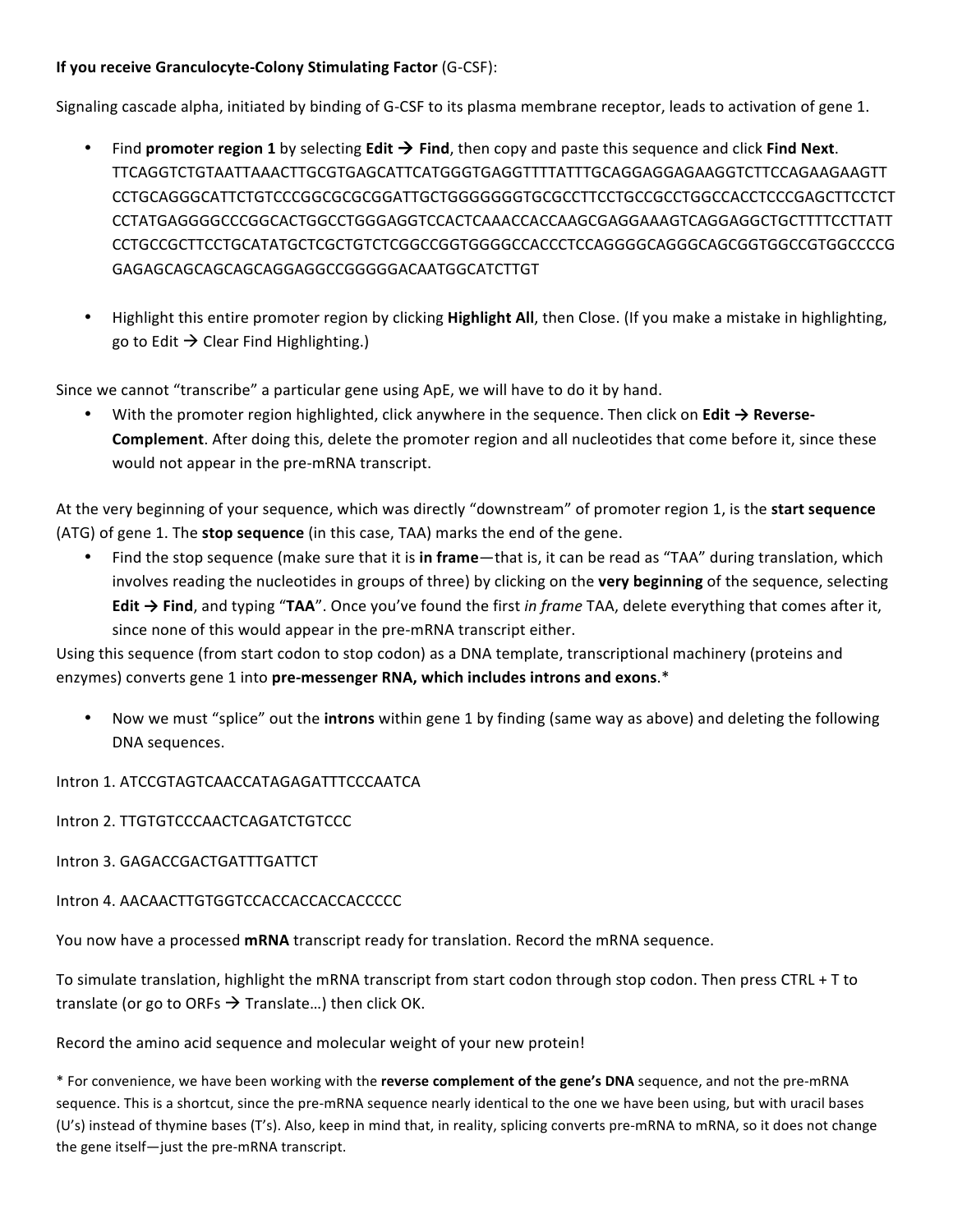**If you receive Granulocyte-Colony Stimulating Factor** (G-CSF):

Signaling cascade alpha, initiated by binding of G-CSF to its plasma membrane receptor, leads to activation of gene 1.

- Find **promoter region 1** by selecting **Edit → Find**, then copy and paste this sequence and click **Find Next**. TTCAGGTCTGTAATTAAACTTGCGTGAGCATTCATGGGTGAGGTTTTATTTGCAGGAGGAGAAGGTCTTCCAGAAGAAGTT CCTGCAGGGCATTCTGTCCCGGCGCGCGGATTGCTGGGGGGGTGCGCCTTCCTGCCGCCTGGCCACCTCCCGAGCTTCCTCT CCTATGAGGGGCCCGGCACTGGCCTGGGAGGTCCACTCAAACCACCAAGCGAGGAAAGTCAGGAGGCTGCTTTTCCTTATT CCTGCCGCTTCCTGCATATGCTCGCTGTCTCGGCCGGTGGGGCCACCCTCCAGGGGCAGGGCAGCGGTGGCCGTGGCCCCG GAGAGCAGCAGCAGCAGGAGGCCGGGGGACAATGGCATCTTGT

- Highlight this entire promoter region by clicking **Highlight All**, then Close. (If you make a mistake in highlighting, go to Edit → Clear Find Highlighting.)

Since we cannot "transcribe" a particular gene using ApE, we will have to do it by hand.

- With the promoter region highlighted, click anywhere in the sequence. Then click on **Edit → Reverse-Complement**. After doing this, delete the promoter region and all nucleotides that come before it, since these would not appear in the pre-mRNA transcript.

At the very beginning of your sequence, which was directly "downstream" of promoter region 1, is the **start sequence** (ATG) of gene 1. The **stop sequence** (in this case, TAA) marks the end of the gene.

- Find the stop sequence (make sure that it is **in frame**—that is, it can be read as "TAA" during translation, which involves reading the nucleotides in groups of three) by clicking on the **very beginning** of the sequence, selecting **Edit → Find**, and typing "**TAA**". Once you've found the first *in frame* TAA, delete everything that comes after it, since none of this would appear in the pre-mRNA transcript either.

Using this sequence (from start codon to stop codon) as a DNA template, transcriptional machinery (proteins and enzymes) converts gene 1 into **pre-messenger RNA, which includes introns and exons**.*

- Now we must "splice" out the **introns** within gene 1 by finding (same way as above) and deleting the following DNA sequences.

Intron 1. ATCCGTAGTCAACCATAGAGATTTCCCAATCA

Intron 2. TTGTGTCCCAACTCAGATCTGTCCC

Intron 3. GAGACCGACTGATTTGATTCT

Intron 4. AACAACTTGTGGTCCACCACCACCACCCCC

You now have a processed **mRNA** transcript ready for translation. Record the mRNA sequence.

To simulate translation, highlight the mRNA transcript from start codon through stop codon. Then press CTRL + T to translate (or go to ORFs → Translate…) then click OK.

Record the amino acid sequence and molecular weight of your new protein!

* For convenience, we have been working with the **reverse complement of the gene's DNA** sequence, and not the pre-mRNA sequence. This is a shortcut, since the pre-mRNA sequence nearly identical to the one we have been using, but with uracil bases (U's) instead of thymine bases (T's). Also, keep in mind that, in reality, splicing converts pre-mRNA to mRNA, so it does not change the gene itself—just the pre-mRNA transcript.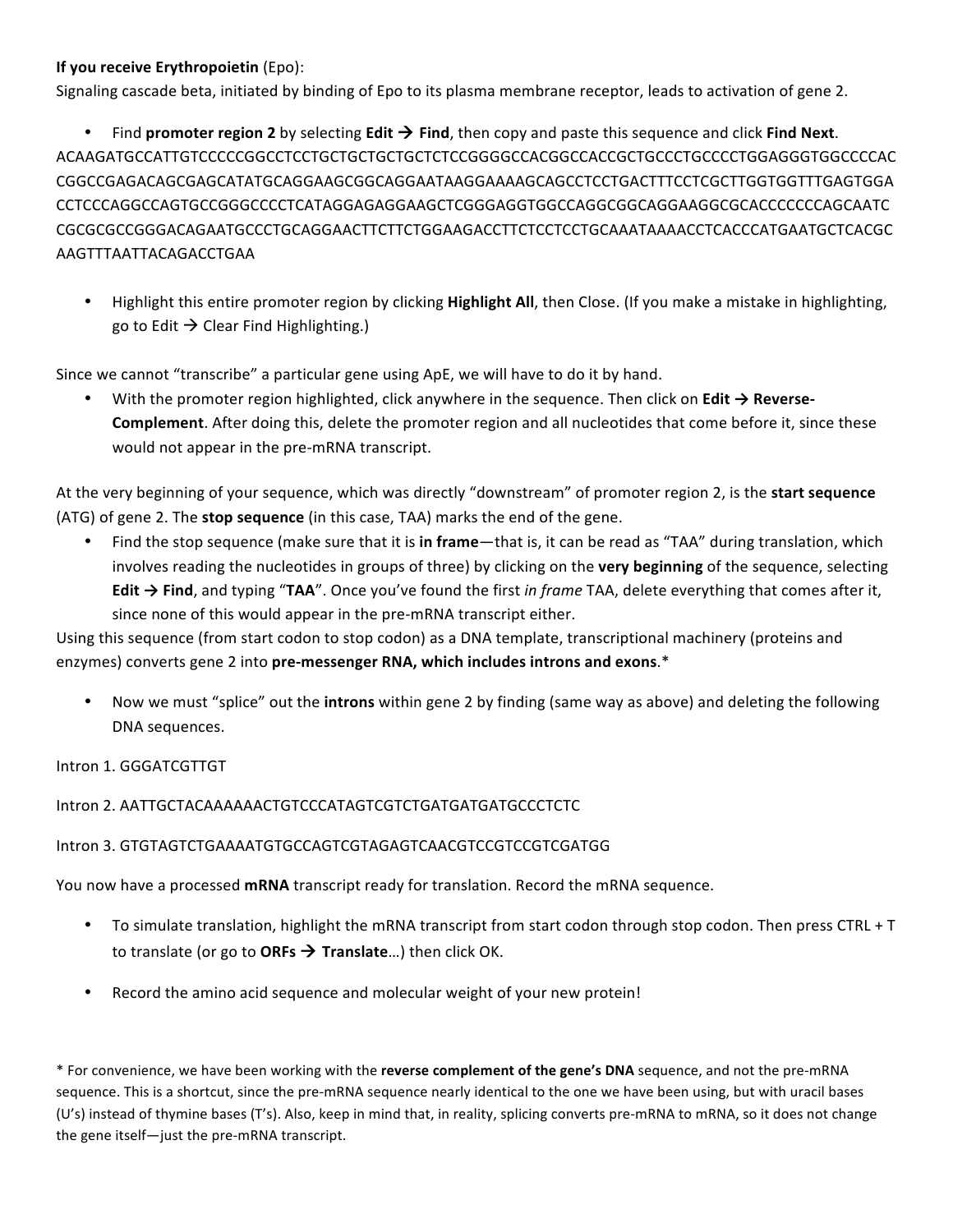**If you receive Erythropoietin** (Epo):
Signaling cascade beta, initiated by binding of Epo to its plasma membrane receptor, leads to activation of gene 2.

- Find **promoter region 2** by selecting **Edit → Find**, then copy and paste this sequence and click **Find Next**.

ACAAGATGCCATTGTCCCCCGGCCTCCTGCTGCTGCTGCTCTCCGGGGCCACGGCCACCGCTGCCCTGCCCCTGGAGGGTGGCCCCAC
CGGCCGAGACAGCGAGCATATGCAGGAAGCGGCAGGAATAAGGAAAAGCAGCCTCCTGACTTTCCTCGCTTGGTGGTTTGAGTGGA
CCTCCCAGGCCAGTGCCGGGCCCCTCATAGGAGAGGAAGCTCGGGAGGTGGCCAGGCGGCAGGAAGGCGCACCCCCCCAGCAATC
CGCGCGCCGGGACAGAATGCCCTGCAGGAACTTCTTCTGGAAGACCTTCTCCTCCTGCAAATAAAACCTCACCCATGAATGCTCACGC
AAGTTTAATTACAGACCTGAA

- Highlight this entire promoter region by clicking **Highlight All**, then Close. (If you make a mistake in highlighting, go to Edit → Clear Find Highlighting.)

Since we cannot "transcribe" a particular gene using ApE, we will have to do it by hand.

- With the promoter region highlighted, click anywhere in the sequence. Then click on **Edit → Reverse-Complement**. After doing this, delete the promoter region and all nucleotides that come before it, since these would not appear in the pre-mRNA transcript.

At the very beginning of your sequence, which was directly "downstream" of promoter region 2, is the **start sequence** (ATG) of gene 2. The **stop sequence** (in this case, TAA) marks the end of the gene.

- Find the stop sequence (make sure that it is **in frame**—that is, it can be read as "TAA" during translation, which involves reading the nucleotides in groups of three) by clicking on the **very beginning** of the sequence, selecting **Edit → Find**, and typing "**TAA**". Once you've found the first *in frame* TAA, delete everything that comes after it, since none of this would appear in the pre-mRNA transcript either.

Using this sequence (from start codon to stop codon) as a DNA template, transcriptional machinery (proteins and enzymes) converts gene 2 into **pre-messenger RNA, which includes introns and exons**.*

- Now we must "splice" out the **introns** within gene 2 by finding (same way as above) and deleting the following DNA sequences.

Intron 1. GGGATCGTTGT

Intron 2. AATTGCTACAAAAAACTGTCCCATAGTCGTCTGATGATGATGCCCTCTC

Intron 3. GTGTAGTCTGAAAATGTGCCAGTCGTAGAGTCAACGTCCGTCCGTCGATGG

You now have a processed **mRNA** transcript ready for translation. Record the mRNA sequence.

- To simulate translation, highlight the mRNA transcript from start codon through stop codon. Then press CTRL + T to translate (or go to **ORFs → Translate**…) then click OK.

- Record the amino acid sequence and molecular weight of your new protein!

* For convenience, we have been working with the **reverse complement of the gene's DNA** sequence, and not the pre-mRNA sequence. This is a shortcut, since the pre-mRNA sequence nearly identical to the one we have been using, but with uracil bases (U's) instead of thymine bases (T's). Also, keep in mind that, in reality, splicing converts pre-mRNA to mRNA, so it does not change the gene itself—just the pre-mRNA transcript.